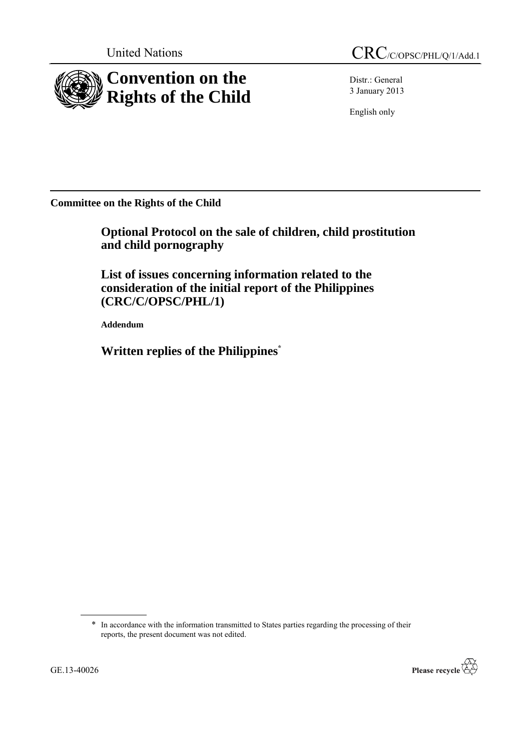United Nations CRC/C/OPSC/PHL/Q/1/Add.1

# Convention on the Rights of the Child

Distr.: General
3 January 2013

English only

**Committee on the Rights of the Child**

## Optional Protocol on the sale of children, child prostitution and child pornography

## List of issues concerning information related to the consideration of the initial report of the Philippines (CRC/C/OPSC/PHL/1)

**Addendum**

## Written replies of the Philippines*

\* In accordance with the information transmitted to States parties regarding the processing of their reports, the present document was not edited.

GE.13-40026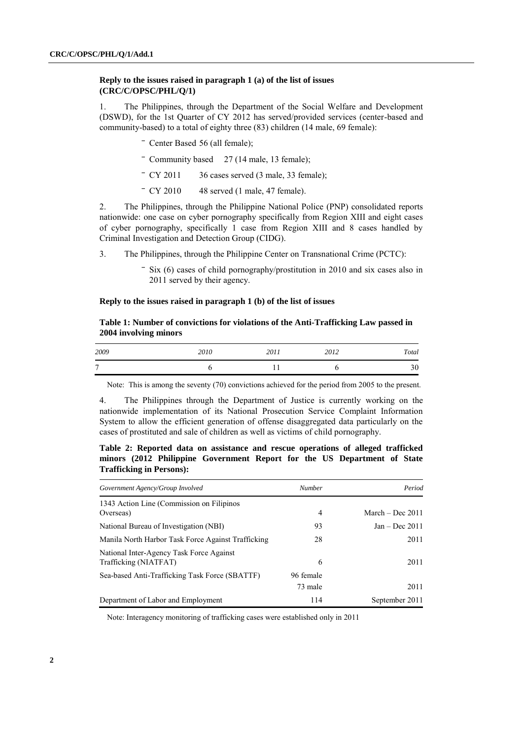**Reply to the issues raised in paragraph 1 (a) of the list of issues (CRC/C/OPSC/PHL/Q/1)**

1. The Philippines, through the Department of the Social Welfare and Development (DSWD), for the 1st Quarter of CY 2012 has served/provided services (center-based and community-based) to a total of eighty three (83) children (14 male, 69 female):

- Center Based 56 (all female);
- Community based 27 (14 male, 13 female);
- CY 2011 36 cases served (3 male, 33 female);
- CY 2010 48 served (1 male, 47 female).

2. The Philippines, through the Philippine National Police (PNP) consolidated reports nationwide: one case on cyber pornography specifically from Region XIII and eight cases of cyber pornography, specifically 1 case from Region XIII and 8 cases handled by Criminal Investigation and Detection Group (CIDG).

3. The Philippines, through the Philippine Center on Transnational Crime (PCTC):

- Six (6) cases of child pornography/prostitution in 2010 and six cases also in 2011 served by their agency.

**Reply to the issues raised in paragraph 1 (b) of the list of issues**

**Table 1: Number of convictions for violations of the Anti-Trafficking Law passed in 2004 involving minors**

| *2009* | *2010* | *2011* | *2012* | *Total* |
|---|---|---|---|---|
| 7 | 6 | 11 | 6 | 30 |

Note: This is among the seventy (70) convictions achieved for the period from 2005 to the present.

4. The Philippines through the Department of Justice is currently working on the nationwide implementation of its National Prosecution Service Complaint Information System to allow the efficient generation of offense disaggregated data particularly on the cases of prostituted and sale of children as well as victims of child pornography.

**Table 2: Reported data on assistance and rescue operations of alleged trafficked minors (2012 Philippine Government Report for the US Department of State Trafficking in Persons):**

| *Government Agency/Group Involved* | *Number* | *Period* |
|---|---|---|
| 1343 Action Line (Commission on Filipinos Overseas) | 4 | March – Dec 2011 |
| National Bureau of Investigation (NBI) | 93 | Jan – Dec 2011 |
| Manila North Harbor Task Force Against Trafficking | 28 | 2011 |
| National Inter-Agency Task Force Against Trafficking (NIATFAT) | 6 | 2011 |
| Sea-based Anti-Trafficking Task Force (SBATTF) | 96 female<br>73 male | 2011 |
| Department of Labor and Employment | 114 | September 2011 |

Note: Interagency monitoring of trafficking cases were established only in 2011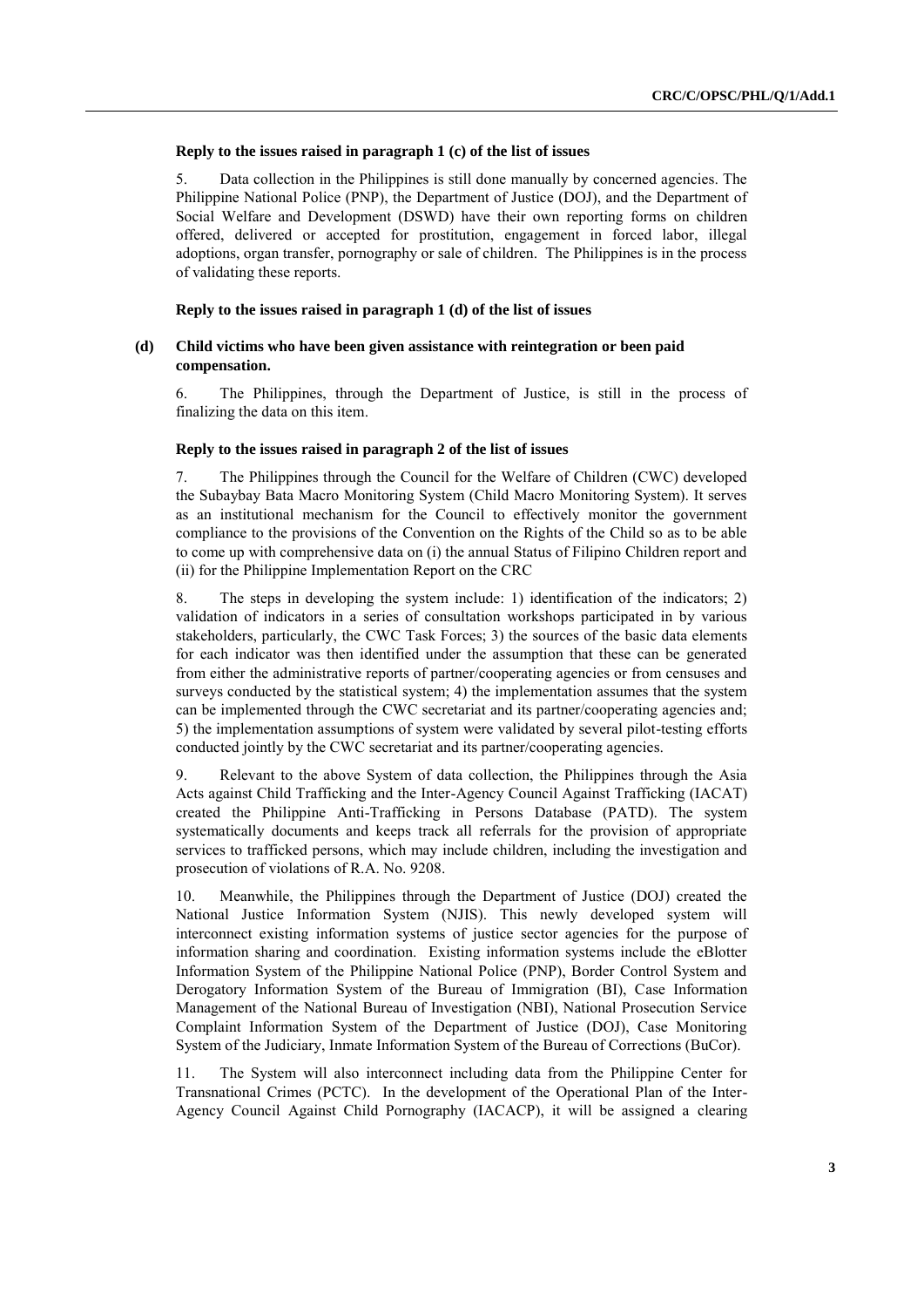**Reply to the issues raised in paragraph 1 (c) of the list of issues**

5. Data collection in the Philippines is still done manually by concerned agencies. The Philippine National Police (PNP), the Department of Justice (DOJ), and the Department of Social Welfare and Development (DSWD) have their own reporting forms on children offered, delivered or accepted for prostitution, engagement in forced labor, illegal adoptions, organ transfer, pornography or sale of children. The Philippines is in the process of validating these reports.

**Reply to the issues raised in paragraph 1 (d) of the list of issues**

**(d) Child victims who have been given assistance with reintegration or been paid compensation.**

6. The Philippines, through the Department of Justice, is still in the process of finalizing the data on this item.

**Reply to the issues raised in paragraph 2 of the list of issues**

7. The Philippines through the Council for the Welfare of Children (CWC) developed the Subaybay Bata Macro Monitoring System (Child Macro Monitoring System). It serves as an institutional mechanism for the Council to effectively monitor the government compliance to the provisions of the Convention on the Rights of the Child so as to be able to come up with comprehensive data on (i) the annual Status of Filipino Children report and (ii) for the Philippine Implementation Report on the CRC

8. The steps in developing the system include: 1) identification of the indicators; 2) validation of indicators in a series of consultation workshops participated in by various stakeholders, particularly, the CWC Task Forces; 3) the sources of the basic data elements for each indicator was then identified under the assumption that these can be generated from either the administrative reports of partner/cooperating agencies or from censuses and surveys conducted by the statistical system; 4) the implementation assumes that the system can be implemented through the CWC secretariat and its partner/cooperating agencies and; 5) the implementation assumptions of system were validated by several pilot-testing efforts conducted jointly by the CWC secretariat and its partner/cooperating agencies.

9. Relevant to the above System of data collection, the Philippines through the Asia Acts against Child Trafficking and the Inter-Agency Council Against Trafficking (IACAT) created the Philippine Anti-Trafficking in Persons Database (PATD). The system systematically documents and keeps track all referrals for the provision of appropriate services to trafficked persons, which may include children, including the investigation and prosecution of violations of R.A. No. 9208.

10. Meanwhile, the Philippines through the Department of Justice (DOJ) created the National Justice Information System (NJIS). This newly developed system will interconnect existing information systems of justice sector agencies for the purpose of information sharing and coordination. Existing information systems include the eBlotter Information System of the Philippine National Police (PNP), Border Control System and Derogatory Information System of the Bureau of Immigration (BI), Case Information Management of the National Bureau of Investigation (NBI), National Prosecution Service Complaint Information System of the Department of Justice (DOJ), Case Monitoring System of the Judiciary, Inmate Information System of the Bureau of Corrections (BuCor).

11. The System will also interconnect including data from the Philippine Center for Transnational Crimes (PCTC). In the development of the Operational Plan of the Inter-Agency Council Against Child Pornography (IACACP), it will be assigned a clearing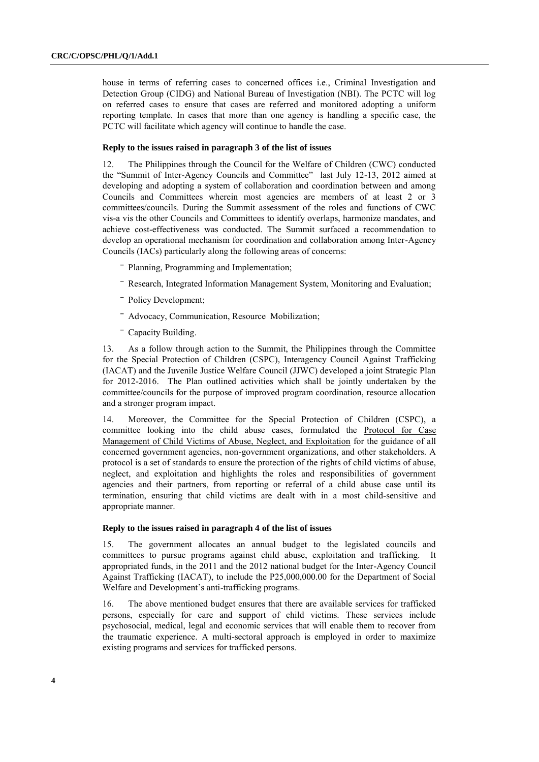house in terms of referring cases to concerned offices i.e., Criminal Investigation and Detection Group (CIDG) and National Bureau of Investigation (NBI). The PCTC will log on referred cases to ensure that cases are referred and monitored adopting a uniform reporting template. In cases that more than one agency is handling a specific case, the PCTC will facilitate which agency will continue to handle the case.

#### Reply to the issues raised in paragraph 3 of the list of issues

12. The Philippines through the Council for the Welfare of Children (CWC) conducted the "Summit of Inter-Agency Councils and Committee" last July 12-13, 2012 aimed at developing and adopting a system of collaboration and coordination between and among Councils and Committees wherein most agencies are members of at least 2 or 3 committees/councils. During the Summit assessment of the roles and functions of CWC vis-a vis the other Councils and Committees to identify overlaps, harmonize mandates, and achieve cost-effectiveness was conducted. The Summit surfaced a recommendation to develop an operational mechanism for coordination and collaboration among Inter-Agency Councils (IACs) particularly along the following areas of concerns:

- Planning, Programming and Implementation;
- Research, Integrated Information Management System, Monitoring and Evaluation;
- Policy Development;
- Advocacy, Communication, Resource Mobilization;
- Capacity Building.

13. As a follow through action to the Summit, the Philippines through the Committee for the Special Protection of Children (CSPC), Interagency Council Against Trafficking (IACAT) and the Juvenile Justice Welfare Council (JJWC) developed a joint Strategic Plan for 2012-2016. The Plan outlined activities which shall be jointly undertaken by the committee/councils for the purpose of improved program coordination, resource allocation and a stronger program impact.

14. Moreover, the Committee for the Special Protection of Children (CSPC), a committee looking into the child abuse cases, formulated the Protocol for Case Management of Child Victims of Abuse, Neglect, and Exploitation for the guidance of all concerned government agencies, non-government organizations, and other stakeholders. A protocol is a set of standards to ensure the protection of the rights of child victims of abuse, neglect, and exploitation and highlights the roles and responsibilities of government agencies and their partners, from reporting or referral of a child abuse case until its termination, ensuring that child victims are dealt with in a most child-sensitive and appropriate manner.

#### Reply to the issues raised in paragraph 4 of the list of issues

15. The government allocates an annual budget to the legislated councils and committees to pursue programs against child abuse, exploitation and trafficking. It appropriated funds, in the 2011 and the 2012 national budget for the Inter-Agency Council Against Trafficking (IACAT), to include the P25,000,000.00 for the Department of Social Welfare and Development's anti-trafficking programs.

16. The above mentioned budget ensures that there are available services for trafficked persons, especially for care and support of child victims. These services include psychosocial, medical, legal and economic services that will enable them to recover from the traumatic experience. A multi-sectoral approach is employed in order to maximize existing programs and services for trafficked persons.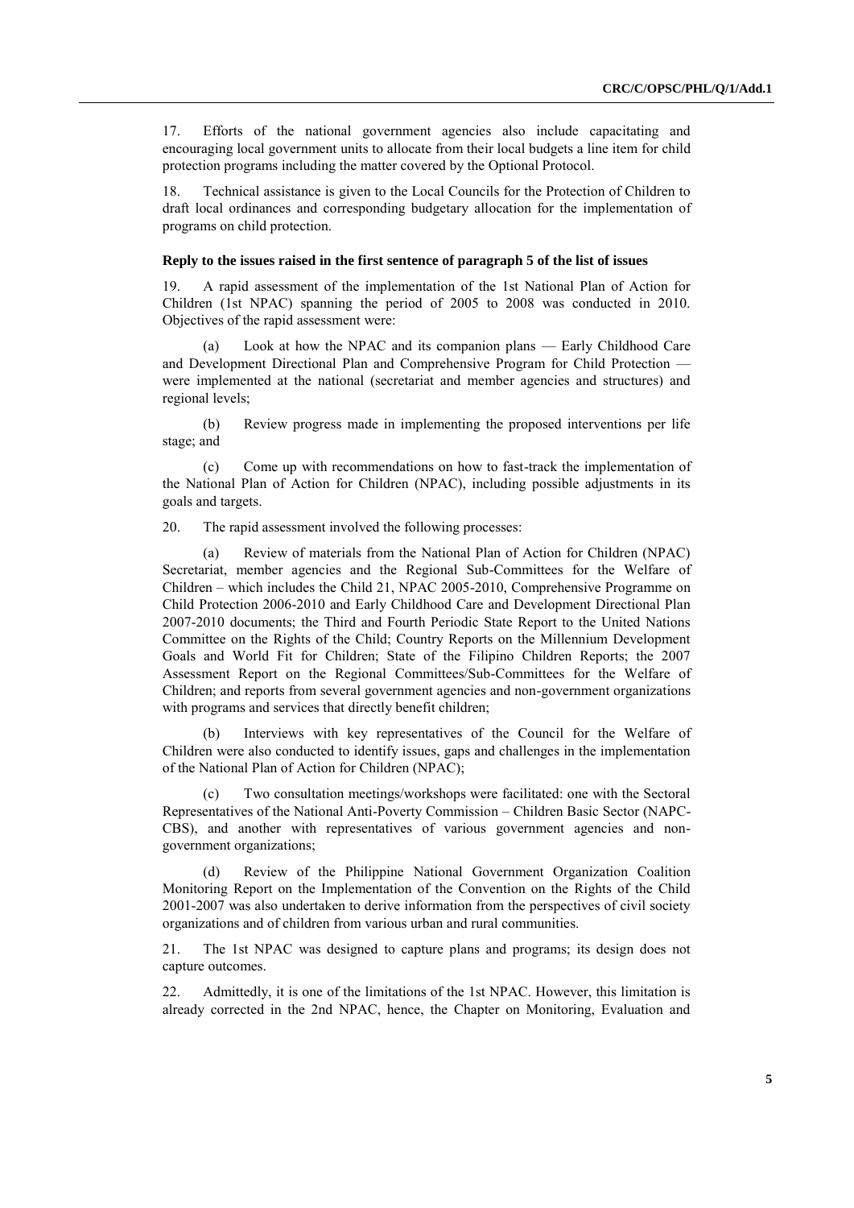17. Efforts of the national government agencies also include capacitating and encouraging local government units to allocate from their local budgets a line item for child protection programs including the matter covered by the Optional Protocol.

18. Technical assistance is given to the Local Councils for the Protection of Children to draft local ordinances and corresponding budgetary allocation for the implementation of programs on child protection.

**Reply to the issues raised in the first sentence of paragraph 5 of the list of issues**

19. A rapid assessment of the implementation of the 1st National Plan of Action for Children (1st NPAC) spanning the period of 2005 to 2008 was conducted in 2010. Objectives of the rapid assessment were:

(a) Look at how the NPAC and its companion plans — Early Childhood Care and Development Directional Plan and Comprehensive Program for Child Protection — were implemented at the national (secretariat and member agencies and structures) and regional levels;

(b) Review progress made in implementing the proposed interventions per life stage; and

(c) Come up with recommendations on how to fast-track the implementation of the National Plan of Action for Children (NPAC), including possible adjustments in its goals and targets.

20. The rapid assessment involved the following processes:

(a) Review of materials from the National Plan of Action for Children (NPAC) Secretariat, member agencies and the Regional Sub-Committees for the Welfare of Children – which includes the Child 21, NPAC 2005-2010, Comprehensive Programme on Child Protection 2006-2010 and Early Childhood Care and Development Directional Plan 2007-2010 documents; the Third and Fourth Periodic State Report to the United Nations Committee on the Rights of the Child; Country Reports on the Millennium Development Goals and World Fit for Children; State of the Filipino Children Reports; the 2007 Assessment Report on the Regional Committees/Sub-Committees for the Welfare of Children; and reports from several government agencies and non-government organizations with programs and services that directly benefit children;

(b) Interviews with key representatives of the Council for the Welfare of Children were also conducted to identify issues, gaps and challenges in the implementation of the National Plan of Action for Children (NPAC);

(c) Two consultation meetings/workshops were facilitated: one with the Sectoral Representatives of the National Anti-Poverty Commission – Children Basic Sector (NAPC-CBS), and another with representatives of various government agencies and non-government organizations;

(d) Review of the Philippine National Government Organization Coalition Monitoring Report on the Implementation of the Convention on the Rights of the Child 2001-2007 was also undertaken to derive information from the perspectives of civil society organizations and of children from various urban and rural communities.

21. The 1st NPAC was designed to capture plans and programs; its design does not capture outcomes.

22. Admittedly, it is one of the limitations of the 1st NPAC. However, this limitation is already corrected in the 2nd NPAC, hence, the Chapter on Monitoring, Evaluation and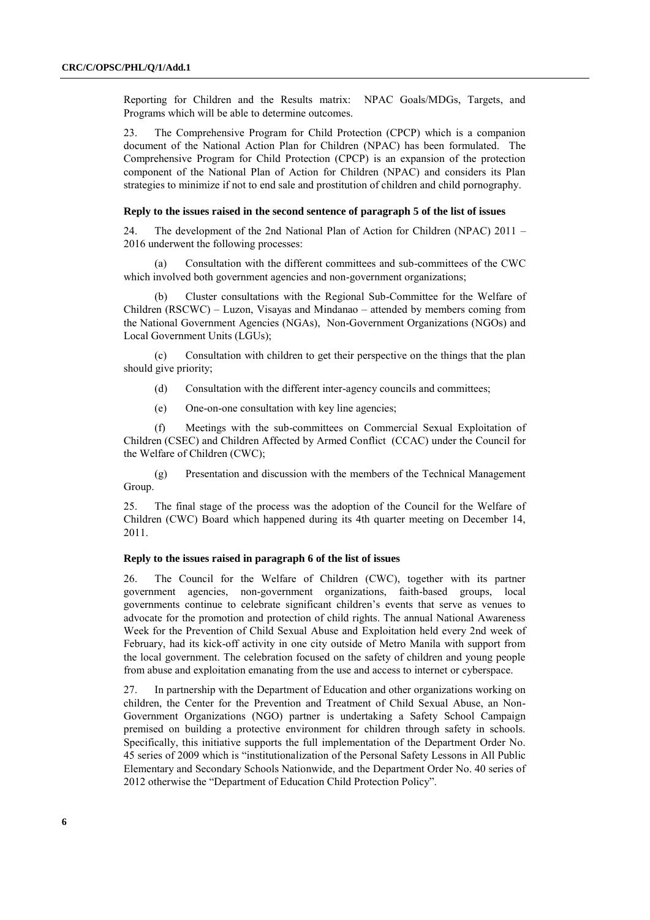Reporting for Children and the Results matrix: NPAC Goals/MDGs, Targets, and Programs which will be able to determine outcomes.

23. The Comprehensive Program for Child Protection (CPCP) which is a companion document of the National Action Plan for Children (NPAC) has been formulated. The Comprehensive Program for Child Protection (CPCP) is an expansion of the protection component of the National Plan of Action for Children (NPAC) and considers its Plan strategies to minimize if not to end sale and prostitution of children and child pornography.

**Reply to the issues raised in the second sentence of paragraph 5 of the list of issues**

24. The development of the 2nd National Plan of Action for Children (NPAC) 2011 – 2016 underwent the following processes:

(a) Consultation with the different committees and sub-committees of the CWC which involved both government agencies and non-government organizations;

(b) Cluster consultations with the Regional Sub-Committee for the Welfare of Children (RSCWC) – Luzon, Visayas and Mindanao – attended by members coming from the National Government Agencies (NGAs), Non-Government Organizations (NGOs) and Local Government Units (LGUs);

(c) Consultation with children to get their perspective on the things that the plan should give priority;

(d) Consultation with the different inter-agency councils and committees;

(e) One-on-one consultation with key line agencies;

(f) Meetings with the sub-committees on Commercial Sexual Exploitation of Children (CSEC) and Children Affected by Armed Conflict (CCAC) under the Council for the Welfare of Children (CWC);

(g) Presentation and discussion with the members of the Technical Management Group.

25. The final stage of the process was the adoption of the Council for the Welfare of Children (CWC) Board which happened during its 4th quarter meeting on December 14, 2011.

**Reply to the issues raised in paragraph 6 of the list of issues**

26. The Council for the Welfare of Children (CWC), together with its partner government agencies, non-government organizations, faith-based groups, local governments continue to celebrate significant children's events that serve as venues to advocate for the promotion and protection of child rights. The annual National Awareness Week for the Prevention of Child Sexual Abuse and Exploitation held every 2nd week of February, had its kick-off activity in one city outside of Metro Manila with support from the local government. The celebration focused on the safety of children and young people from abuse and exploitation emanating from the use and access to internet or cyberspace.

27. In partnership with the Department of Education and other organizations working on children, the Center for the Prevention and Treatment of Child Sexual Abuse, an Non-Government Organizations (NGO) partner is undertaking a Safety School Campaign premised on building a protective environment for children through safety in schools. Specifically, this initiative supports the full implementation of the Department Order No. 45 series of 2009 which is "institutionalization of the Personal Safety Lessons in All Public Elementary and Secondary Schools Nationwide, and the Department Order No. 40 series of 2012 otherwise the "Department of Education Child Protection Policy".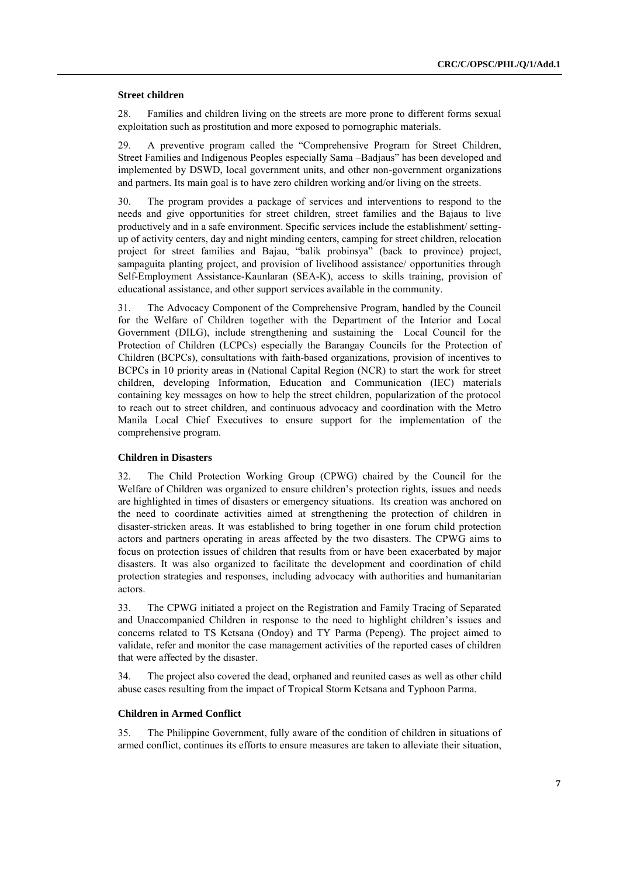**Street children**

28. Families and children living on the streets are more prone to different forms sexual exploitation such as prostitution and more exposed to pornographic materials.

29. A preventive program called the "Comprehensive Program for Street Children, Street Families and Indigenous Peoples especially Sama –Badjaus" has been developed and implemented by DSWD, local government units, and other non-government organizations and partners. Its main goal is to have zero children working and/or living on the streets.

30. The program provides a package of services and interventions to respond to the needs and give opportunities for street children, street families and the Bajaus to live productively and in a safe environment. Specific services include the establishment/ setting-up of activity centers, day and night minding centers, camping for street children, relocation project for street families and Bajau, "balik probinsya" (back to province) project, sampaguita planting project, and provision of livelihood assistance/ opportunities through Self-Employment Assistance-Kaunlaran (SEA-K), access to skills training, provision of educational assistance, and other support services available in the community.

31. The Advocacy Component of the Comprehensive Program, handled by the Council for the Welfare of Children together with the Department of the Interior and Local Government (DILG), include strengthening and sustaining the Local Council for the Protection of Children (LCPCs) especially the Barangay Councils for the Protection of Children (BCPCs), consultations with faith-based organizations, provision of incentives to BCPCs in 10 priority areas in (National Capital Region (NCR) to start the work for street children, developing Information, Education and Communication (IEC) materials containing key messages on how to help the street children, popularization of the protocol to reach out to street children, and continuous advocacy and coordination with the Metro Manila Local Chief Executives to ensure support for the implementation of the comprehensive program.

**Children in Disasters**

32. The Child Protection Working Group (CPWG) chaired by the Council for the Welfare of Children was organized to ensure children's protection rights, issues and needs are highlighted in times of disasters or emergency situations. Its creation was anchored on the need to coordinate activities aimed at strengthening the protection of children in disaster-stricken areas. It was established to bring together in one forum child protection actors and partners operating in areas affected by the two disasters. The CPWG aims to focus on protection issues of children that results from or have been exacerbated by major disasters. It was also organized to facilitate the development and coordination of child protection strategies and responses, including advocacy with authorities and humanitarian actors.

33. The CPWG initiated a project on the Registration and Family Tracing of Separated and Unaccompanied Children in response to the need to highlight children's issues and concerns related to TS Ketsana (Ondoy) and TY Parma (Pepeng). The project aimed to validate, refer and monitor the case management activities of the reported cases of children that were affected by the disaster.

34. The project also covered the dead, orphaned and reunited cases as well as other child abuse cases resulting from the impact of Tropical Storm Ketsana and Typhoon Parma.

**Children in Armed Conflict**

35. The Philippine Government, fully aware of the condition of children in situations of armed conflict, continues its efforts to ensure measures are taken to alleviate their situation,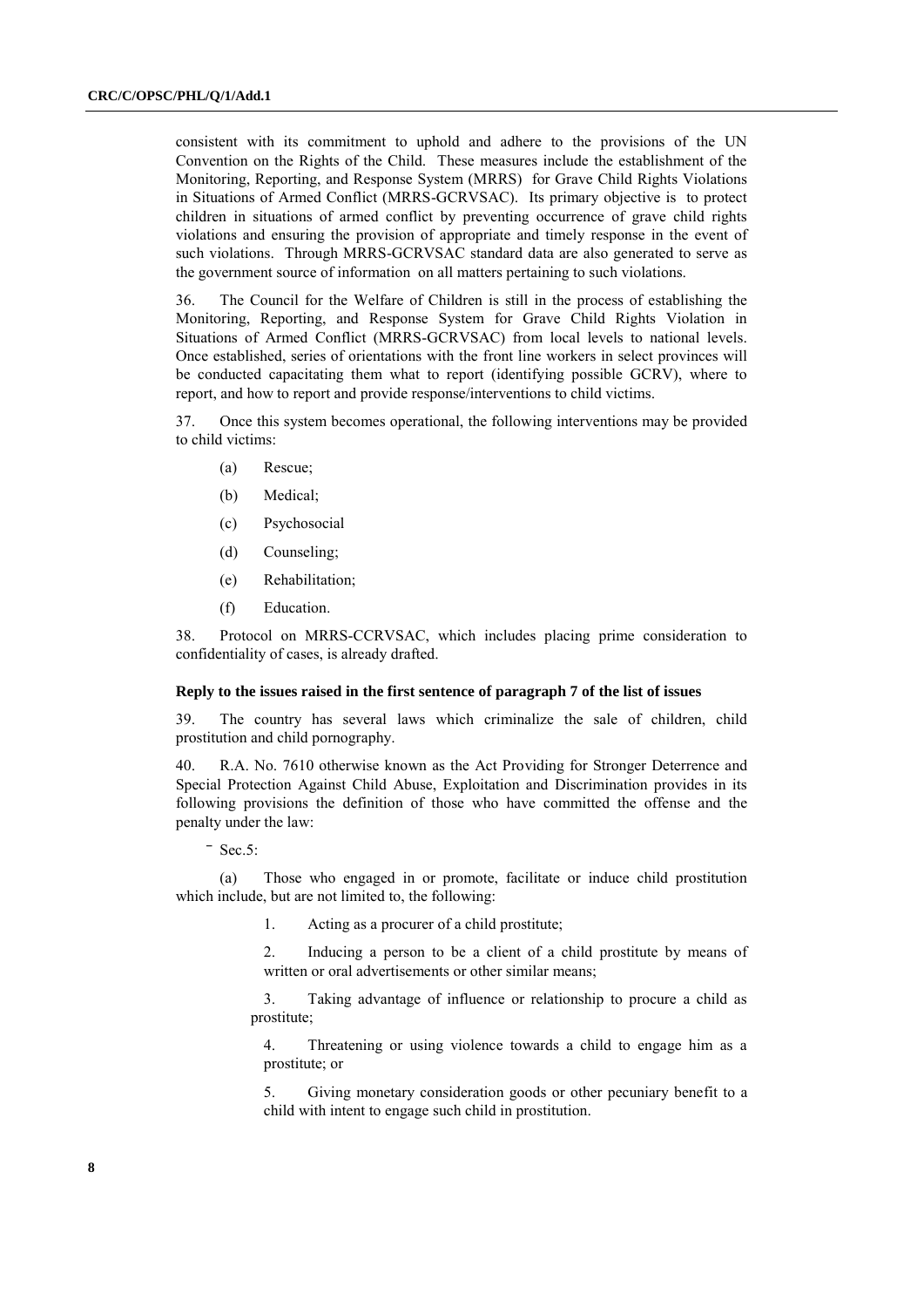consistent with its commitment to uphold and adhere to the provisions of the UN Convention on the Rights of the Child. These measures include the establishment of the Monitoring, Reporting, and Response System (MRRS) for Grave Child Rights Violations in Situations of Armed Conflict (MRRS-GCRVSAC). Its primary objective is to protect children in situations of armed conflict by preventing occurrence of grave child rights violations and ensuring the provision of appropriate and timely response in the event of such violations. Through MRRS-GCRVSAC standard data are also generated to serve as the government source of information on all matters pertaining to such violations.

36. The Council for the Welfare of Children is still in the process of establishing the Monitoring, Reporting, and Response System for Grave Child Rights Violation in Situations of Armed Conflict (MRRS-GCRVSAC) from local levels to national levels. Once established, series of orientations with the front line workers in select provinces will be conducted capacitating them what to report (identifying possible GCRV), where to report, and how to report and provide response/interventions to child victims.

37. Once this system becomes operational, the following interventions may be provided to child victims:

(a) Rescue;

(b) Medical;

(c) Psychosocial

(d) Counseling;

(e) Rehabilitation;

(f) Education.

38. Protocol on MRRS-CCRVSAC, which includes placing prime consideration to confidentiality of cases, is already drafted.

**Reply to the issues raised in the first sentence of paragraph 7 of the list of issues**

39. The country has several laws which criminalize the sale of children, child prostitution and child pornography.

40. R.A. No. 7610 otherwise known as the Act Providing for Stronger Deterrence and Special Protection Against Child Abuse, Exploitation and Discrimination provides in its following provisions the definition of those who have committed the offense and the penalty under the law:

- Sec.5:

(a) Those who engaged in or promote, facilitate or induce child prostitution which include, but are not limited to, the following:

1. Acting as a procurer of a child prostitute;

2. Inducing a person to be a client of a child prostitute by means of written or oral advertisements or other similar means;

3. Taking advantage of influence or relationship to procure a child as prostitute;

4. Threatening or using violence towards a child to engage him as a prostitute; or

5. Giving monetary consideration goods or other pecuniary benefit to a child with intent to engage such child in prostitution.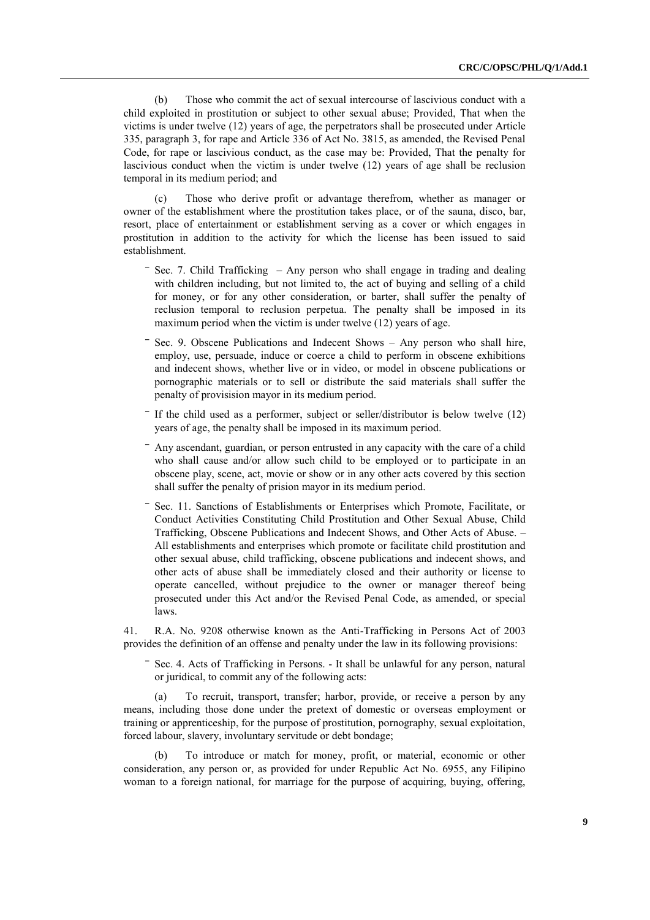(b) Those who commit the act of sexual intercourse of lascivious conduct with a child exploited in prostitution or subject to other sexual abuse; Provided, That when the victims is under twelve (12) years of age, the perpetrators shall be prosecuted under Article 335, paragraph 3, for rape and Article 336 of Act No. 3815, as amended, the Revised Penal Code, for rape or lascivious conduct, as the case may be: Provided, That the penalty for lascivious conduct when the victim is under twelve (12) years of age shall be reclusion temporal in its medium period; and

(c) Those who derive profit or advantage therefrom, whether as manager or owner of the establishment where the prostitution takes place, or of the sauna, disco, bar, resort, place of entertainment or establishment serving as a cover or which engages in prostitution in addition to the activity for which the license has been issued to said establishment.

- Sec. 7. Child Trafficking – Any person who shall engage in trading and dealing with children including, but not limited to, the act of buying and selling of a child for money, or for any other consideration, or barter, shall suffer the penalty of reclusion temporal to reclusion perpetua. The penalty shall be imposed in its maximum period when the victim is under twelve (12) years of age.
- Sec. 9. Obscene Publications and Indecent Shows – Any person who shall hire, employ, use, persuade, induce or coerce a child to perform in obscene exhibitions and indecent shows, whether live or in video, or model in obscene publications or pornographic materials or to sell or distribute the said materials shall suffer the penalty of provisision mayor in its medium period.
- If the child used as a performer, subject or seller/distributor is below twelve (12) years of age, the penalty shall be imposed in its maximum period.
- Any ascendant, guardian, or person entrusted in any capacity with the care of a child who shall cause and/or allow such child to be employed or to participate in an obscene play, scene, act, movie or show or in any other acts covered by this section shall suffer the penalty of prision mayor in its medium period.
- Sec. 11. Sanctions of Establishments or Enterprises which Promote, Facilitate, or Conduct Activities Constituting Child Prostitution and Other Sexual Abuse, Child Trafficking, Obscene Publications and Indecent Shows, and Other Acts of Abuse. – All establishments and enterprises which promote or facilitate child prostitution and other sexual abuse, child trafficking, obscene publications and indecent shows, and other acts of abuse shall be immediately closed and their authority or license to operate cancelled, without prejudice to the owner or manager thereof being prosecuted under this Act and/or the Revised Penal Code, as amended, or special laws.

41. R.A. No. 9208 otherwise known as the Anti-Trafficking in Persons Act of 2003 provides the definition of an offense and penalty under the law in its following provisions:

- Sec. 4. Acts of Trafficking in Persons. - It shall be unlawful for any person, natural or juridical, to commit any of the following acts:

(a) To recruit, transport, transfer; harbor, provide, or receive a person by any means, including those done under the pretext of domestic or overseas employment or training or apprenticeship, for the purpose of prostitution, pornography, sexual exploitation, forced labour, slavery, involuntary servitude or debt bondage;

(b) To introduce or match for money, profit, or material, economic or other consideration, any person or, as provided for under Republic Act No. 6955, any Filipino woman to a foreign national, for marriage for the purpose of acquiring, buying, offering,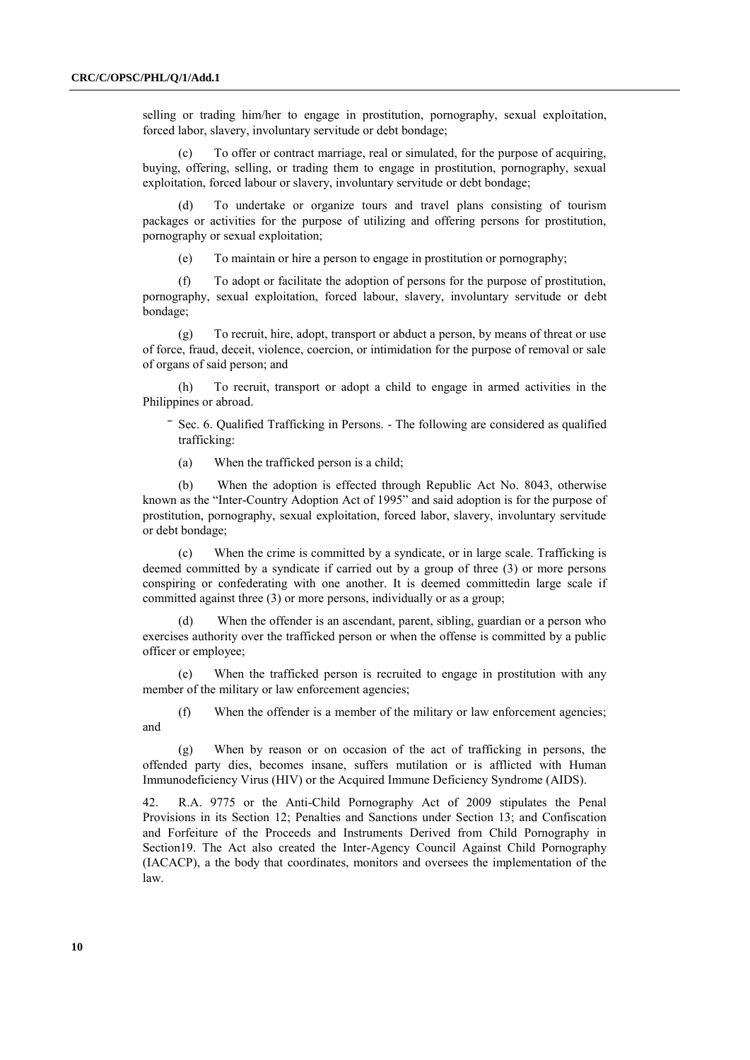selling or trading him/her to engage in prostitution, pornography, sexual exploitation, forced labor, slavery, involuntary servitude or debt bondage;

(c) To offer or contract marriage, real or simulated, for the purpose of acquiring, buying, offering, selling, or trading them to engage in prostitution, pornography, sexual exploitation, forced labour or slavery, involuntary servitude or debt bondage;

(d) To undertake or organize tours and travel plans consisting of tourism packages or activities for the purpose of utilizing and offering persons for prostitution, pornography or sexual exploitation;

(e) To maintain or hire a person to engage in prostitution or pornography;

(f) To adopt or facilitate the adoption of persons for the purpose of prostitution, pornography, sexual exploitation, forced labour, slavery, involuntary servitude or debt bondage;

(g) To recruit, hire, adopt, transport or abduct a person, by means of threat or use of force, fraud, deceit, violence, coercion, or intimidation for the purpose of removal or sale of organs of said person; and

(h) To recruit, transport or adopt a child to engage in armed activities in the Philippines or abroad.

- Sec. 6. Qualified Trafficking in Persons. - The following are considered as qualified trafficking:

(a) When the trafficked person is a child;

(b) When the adoption is effected through Republic Act No. 8043, otherwise known as the "Inter-Country Adoption Act of 1995" and said adoption is for the purpose of prostitution, pornography, sexual exploitation, forced labor, slavery, involuntary servitude or debt bondage;

(c) When the crime is committed by a syndicate, or in large scale. Trafficking is deemed committed by a syndicate if carried out by a group of three (3) or more persons conspiring or confederating with one another. It is deemed committedin large scale if committed against three (3) or more persons, individually or as a group;

(d) When the offender is an ascendant, parent, sibling, guardian or a person who exercises authority over the trafficked person or when the offense is committed by a public officer or employee;

(e) When the trafficked person is recruited to engage in prostitution with any member of the military or law enforcement agencies;

(f) When the offender is a member of the military or law enforcement agencies; and

(g) When by reason or on occasion of the act of trafficking in persons, the offended party dies, becomes insane, suffers mutilation or is afflicted with Human Immunodeficiency Virus (HIV) or the Acquired Immune Deficiency Syndrome (AIDS).

42. R.A. 9775 or the Anti-Child Pornography Act of 2009 stipulates the Penal Provisions in its Section 12; Penalties and Sanctions under Section 13; and Confiscation and Forfeiture of the Proceeds and Instruments Derived from Child Pornography in Section19. The Act also created the Inter-Agency Council Against Child Pornography (IACACP), a the body that coordinates, monitors and oversees the implementation of the law.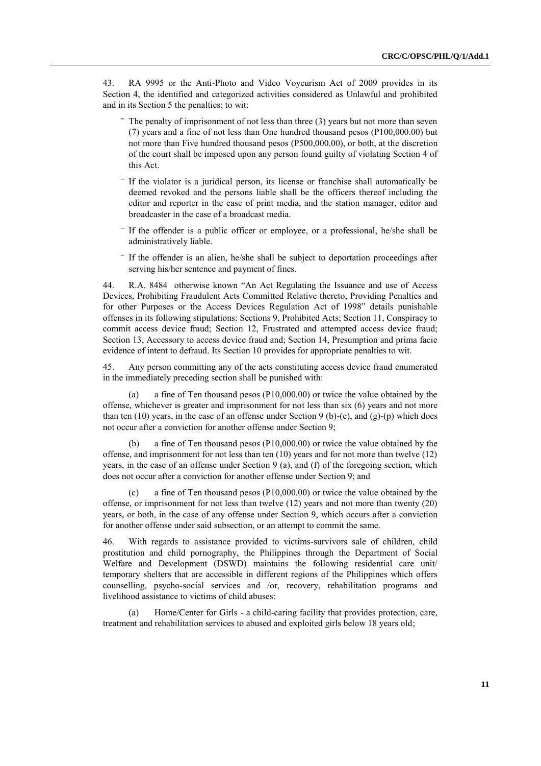43. RA 9995 or the Anti-Photo and Video Voyeurism Act of 2009 provides in its Section 4, the identified and categorized activities considered as Unlawful and prohibited and in its Section 5 the penalties; to wit:

- The penalty of imprisonment of not less than three (3) years but not more than seven (7) years and a fine of not less than One hundred thousand pesos (P100,000.00) but not more than Five hundred thousand pesos (P500,000.00), or both, at the discretion of the court shall be imposed upon any person found guilty of violating Section 4 of this Act.
- If the violator is a juridical person, its license or franchise shall automatically be deemed revoked and the persons liable shall be the officers thereof including the editor and reporter in the case of print media, and the station manager, editor and broadcaster in the case of a broadcast media.
- If the offender is a public officer or employee, or a professional, he/she shall be administratively liable.
- If the offender is an alien, he/she shall be subject to deportation proceedings after serving his/her sentence and payment of fines.

44. R.A. 8484 otherwise known "An Act Regulating the Issuance and use of Access Devices, Prohibiting Fraudulent Acts Committed Relative thereto, Providing Penalties and for other Purposes or the Access Devices Regulation Act of 1998" details punishable offenses in its following stipulations: Sections 9, Prohibited Acts; Section 11, Conspiracy to commit access device fraud; Section 12, Frustrated and attempted access device fraud; Section 13, Accessory to access device fraud and; Section 14, Presumption and prima facie evidence of intent to defraud. Its Section 10 provides for appropriate penalties to wit.

45. Any person committing any of the acts constituting access device fraud enumerated in the immediately preceding section shall be punished with:

(a) a fine of Ten thousand pesos (P10,000.00) or twice the value obtained by the offense, whichever is greater and imprisonment for not less than six (6) years and not more than ten (10) years, in the case of an offense under Section 9 (b)-(e), and (g)-(p) which does not occur after a conviction for another offense under Section 9;

(b) a fine of Ten thousand pesos (P10,000.00) or twice the value obtained by the offense, and imprisonment for not less than ten (10) years and for not more than twelve (12) years, in the case of an offense under Section 9 (a), and (f) of the foregoing section, which does not occur after a conviction for another offense under Section 9; and

(c) a fine of Ten thousand pesos (P10,000.00) or twice the value obtained by the offense, or imprisonment for not less than twelve (12) years and not more than twenty (20) years, or both, in the case of any offense under Section 9, which occurs after a conviction for another offense under said subsection, or an attempt to commit the same.

46. With regards to assistance provided to victims-survivors sale of children, child prostitution and child pornography, the Philippines through the Department of Social Welfare and Development (DSWD) maintains the following residential care unit/ temporary shelters that are accessible in different regions of the Philippines which offers counselling, psycho-social services and /or, recovery, rehabilitation programs and livelihood assistance to victims of child abuses:

(a) Home/Center for Girls - a child-caring facility that provides protection, care, treatment and rehabilitation services to abused and exploited girls below 18 years old;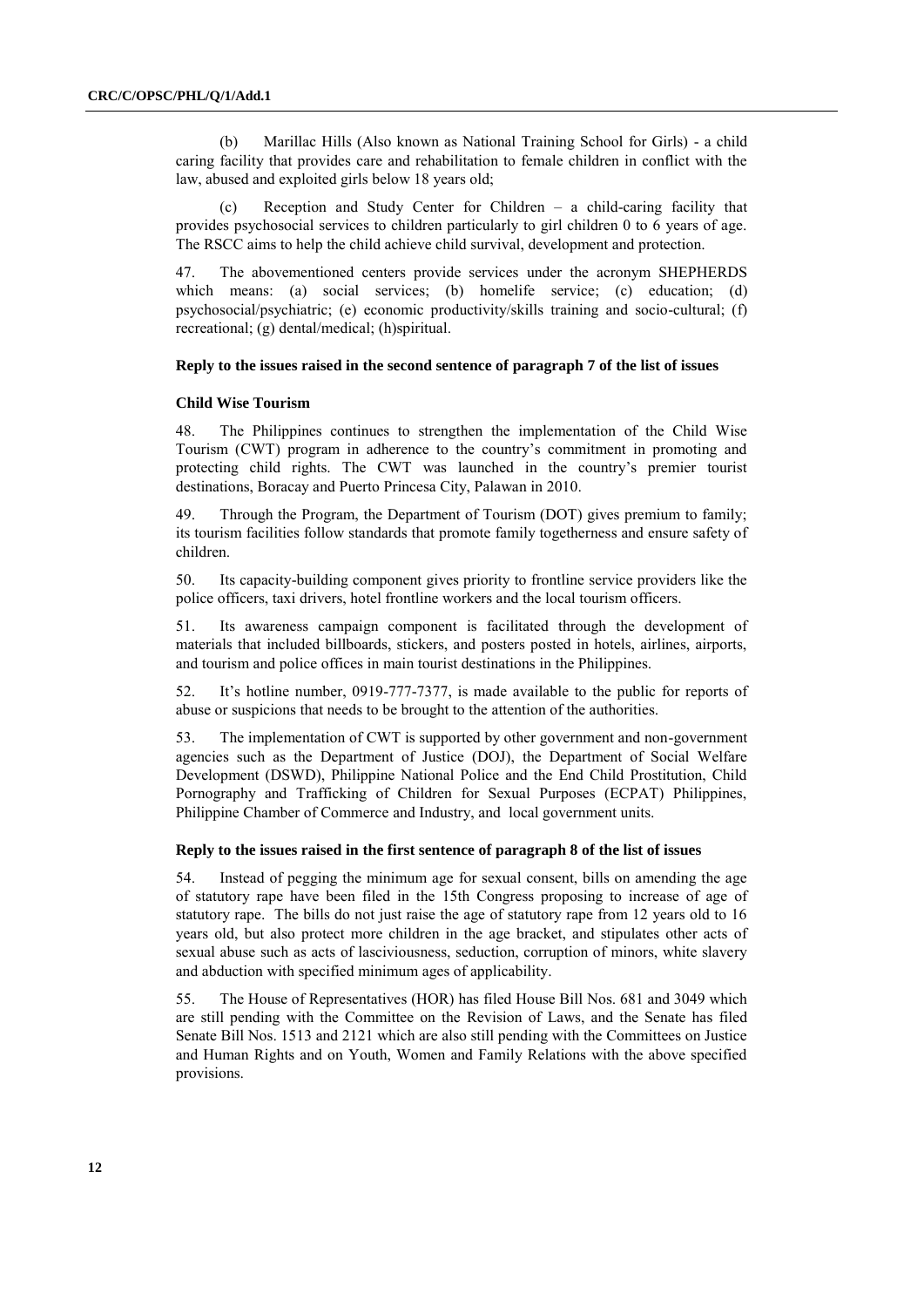(b) Marillac Hills (Also known as National Training School for Girls) - a child caring facility that provides care and rehabilitation to female children in conflict with the law, abused and exploited girls below 18 years old;

(c) Reception and Study Center for Children – a child-caring facility that provides psychosocial services to children particularly to girl children 0 to 6 years of age. The RSCC aims to help the child achieve child survival, development and protection.

47. The abovementioned centers provide services under the acronym SHEPHERDS which means: (a) social services; (b) homelife service; (c) education; (d) psychosocial/psychiatric; (e) economic productivity/skills training and socio-cultural; (f) recreational; (g) dental/medical; (h)spiritual.

**Reply to the issues raised in the second sentence of paragraph 7 of the list of issues**

**Child Wise Tourism**

48. The Philippines continues to strengthen the implementation of the Child Wise Tourism (CWT) program in adherence to the country's commitment in promoting and protecting child rights. The CWT was launched in the country's premier tourist destinations, Boracay and Puerto Princesa City, Palawan in 2010.

49. Through the Program, the Department of Tourism (DOT) gives premium to family; its tourism facilities follow standards that promote family togetherness and ensure safety of children.

50. Its capacity-building component gives priority to frontline service providers like the police officers, taxi drivers, hotel frontline workers and the local tourism officers.

51. Its awareness campaign component is facilitated through the development of materials that included billboards, stickers, and posters posted in hotels, airlines, airports, and tourism and police offices in main tourist destinations in the Philippines.

52. It's hotline number, 0919-777-7377, is made available to the public for reports of abuse or suspicions that needs to be brought to the attention of the authorities.

53. The implementation of CWT is supported by other government and non-government agencies such as the Department of Justice (DOJ), the Department of Social Welfare Development (DSWD), Philippine National Police and the End Child Prostitution, Child Pornography and Trafficking of Children for Sexual Purposes (ECPAT) Philippines, Philippine Chamber of Commerce and Industry, and local government units.

**Reply to the issues raised in the first sentence of paragraph 8 of the list of issues**

54. Instead of pegging the minimum age for sexual consent, bills on amending the age of statutory rape have been filed in the 15th Congress proposing to increase of age of statutory rape. The bills do not just raise the age of statutory rape from 12 years old to 16 years old, but also protect more children in the age bracket, and stipulates other acts of sexual abuse such as acts of lasciviousness, seduction, corruption of minors, white slavery and abduction with specified minimum ages of applicability.

55. The House of Representatives (HOR) has filed House Bill Nos. 681 and 3049 which are still pending with the Committee on the Revision of Laws, and the Senate has filed Senate Bill Nos. 1513 and 2121 which are also still pending with the Committees on Justice and Human Rights and on Youth, Women and Family Relations with the above specified provisions.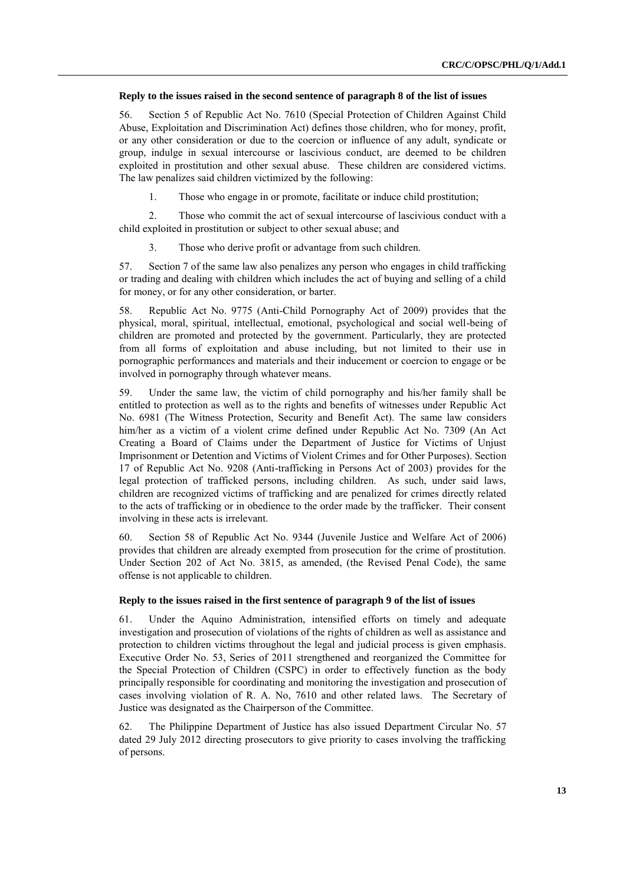**Reply to the issues raised in the second sentence of paragraph 8 of the list of issues**

56. Section 5 of Republic Act No. 7610 (Special Protection of Children Against Child Abuse, Exploitation and Discrimination Act) defines those children, who for money, profit, or any other consideration or due to the coercion or influence of any adult, syndicate or group, indulge in sexual intercourse or lascivious conduct, are deemed to be children exploited in prostitution and other sexual abuse. These children are considered victims. The law penalizes said children victimized by the following:

1. Those who engage in or promote, facilitate or induce child prostitution;

2. Those who commit the act of sexual intercourse of lascivious conduct with a child exploited in prostitution or subject to other sexual abuse; and

3. Those who derive profit or advantage from such children.

57. Section 7 of the same law also penalizes any person who engages in child trafficking or trading and dealing with children which includes the act of buying and selling of a child for money, or for any other consideration, or barter.

58. Republic Act No. 9775 (Anti-Child Pornography Act of 2009) provides that the physical, moral, spiritual, intellectual, emotional, psychological and social well-being of children are promoted and protected by the government. Particularly, they are protected from all forms of exploitation and abuse including, but not limited to their use in pornographic performances and materials and their inducement or coercion to engage or be involved in pornography through whatever means.

59. Under the same law, the victim of child pornography and his/her family shall be entitled to protection as well as to the rights and benefits of witnesses under Republic Act No. 6981 (The Witness Protection, Security and Benefit Act). The same law considers him/her as a victim of a violent crime defined under Republic Act No. 7309 (An Act Creating a Board of Claims under the Department of Justice for Victims of Unjust Imprisonment or Detention and Victims of Violent Crimes and for Other Purposes). Section 17 of Republic Act No. 9208 (Anti-trafficking in Persons Act of 2003) provides for the legal protection of trafficked persons, including children. As such, under said laws, children are recognized victims of trafficking and are penalized for crimes directly related to the acts of trafficking or in obedience to the order made by the trafficker. Their consent involving in these acts is irrelevant.

60. Section 58 of Republic Act No. 9344 (Juvenile Justice and Welfare Act of 2006) provides that children are already exempted from prosecution for the crime of prostitution. Under Section 202 of Act No. 3815, as amended, (the Revised Penal Code), the same offense is not applicable to children.

**Reply to the issues raised in the first sentence of paragraph 9 of the list of issues**

61. Under the Aquino Administration, intensified efforts on timely and adequate investigation and prosecution of violations of the rights of children as well as assistance and protection to children victims throughout the legal and judicial process is given emphasis. Executive Order No. 53, Series of 2011 strengthened and reorganized the Committee for the Special Protection of Children (CSPC) in order to effectively function as the body principally responsible for coordinating and monitoring the investigation and prosecution of cases involving violation of R. A. No, 7610 and other related laws. The Secretary of Justice was designated as the Chairperson of the Committee.

62. The Philippine Department of Justice has also issued Department Circular No. 57 dated 29 July 2012 directing prosecutors to give priority to cases involving the trafficking of persons.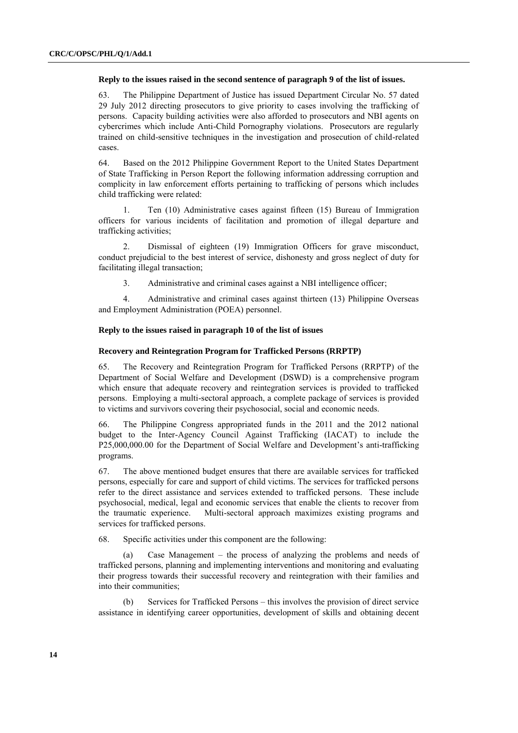**Reply to the issues raised in the second sentence of paragraph 9 of the list of issues.**

63. The Philippine Department of Justice has issued Department Circular No. 57 dated 29 July 2012 directing prosecutors to give priority to cases involving the trafficking of persons. Capacity building activities were also afforded to prosecutors and NBI agents on cybercrimes which include Anti-Child Pornography violations. Prosecutors are regularly trained on child-sensitive techniques in the investigation and prosecution of child-related cases.

64. Based on the 2012 Philippine Government Report to the United States Department of State Trafficking in Person Report the following information addressing corruption and complicity in law enforcement efforts pertaining to trafficking of persons which includes child trafficking were related:

1. Ten (10) Administrative cases against fifteen (15) Bureau of Immigration officers for various incidents of facilitation and promotion of illegal departure and trafficking activities;

2. Dismissal of eighteen (19) Immigration Officers for grave misconduct, conduct prejudicial to the best interest of service, dishonesty and gross neglect of duty for facilitating illegal transaction;

3. Administrative and criminal cases against a NBI intelligence officer;

4. Administrative and criminal cases against thirteen (13) Philippine Overseas and Employment Administration (POEA) personnel.

**Reply to the issues raised in paragraph 10 of the list of issues**

**Recovery and Reintegration Program for Trafficked Persons (RRPTP)**

65. The Recovery and Reintegration Program for Trafficked Persons (RRPTP) of the Department of Social Welfare and Development (DSWD) is a comprehensive program which ensure that adequate recovery and reintegration services is provided to trafficked persons. Employing a multi-sectoral approach, a complete package of services is provided to victims and survivors covering their psychosocial, social and economic needs.

66. The Philippine Congress appropriated funds in the 2011 and the 2012 national budget to the Inter-Agency Council Against Trafficking (IACAT) to include the P25,000,000.00 for the Department of Social Welfare and Development's anti-trafficking programs.

67. The above mentioned budget ensures that there are available services for trafficked persons, especially for care and support of child victims. The services for trafficked persons refer to the direct assistance and services extended to trafficked persons. These include psychosocial, medical, legal and economic services that enable the clients to recover from the traumatic experience. Multi-sectoral approach maximizes existing programs and services for trafficked persons.

68. Specific activities under this component are the following:

(a) Case Management – the process of analyzing the problems and needs of trafficked persons, planning and implementing interventions and monitoring and evaluating their progress towards their successful recovery and reintegration with their families and into their communities;

(b) Services for Trafficked Persons – this involves the provision of direct service assistance in identifying career opportunities, development of skills and obtaining decent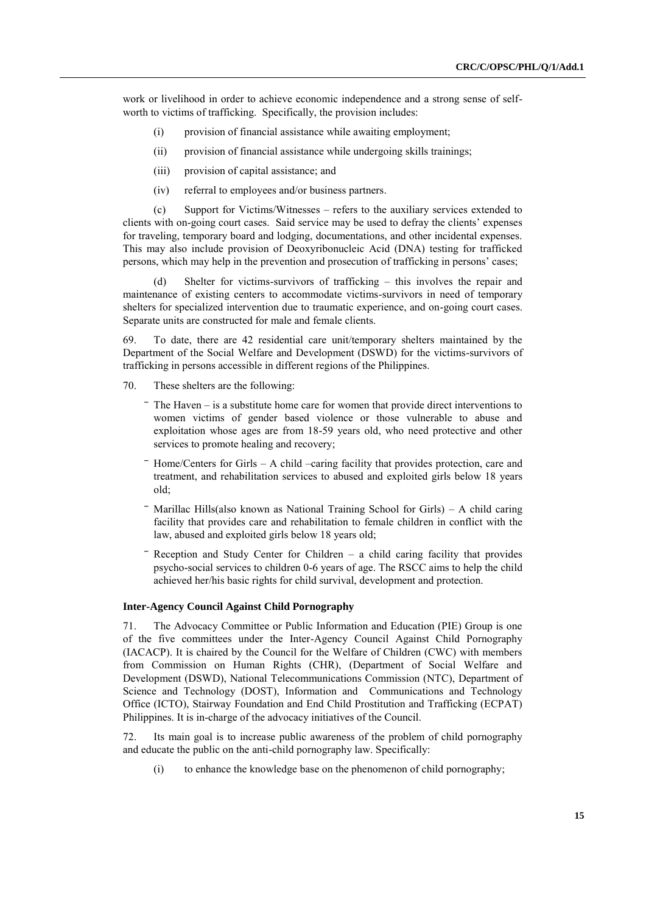work or livelihood in order to achieve economic independence and a strong sense of self-worth to victims of trafficking. Specifically, the provision includes:

(i) provision of financial assistance while awaiting employment;

(ii) provision of financial assistance while undergoing skills trainings;

(iii) provision of capital assistance; and

(iv) referral to employees and/or business partners.

(c) Support for Victims/Witnesses – refers to the auxiliary services extended to clients with on-going court cases. Said service may be used to defray the clients' expenses for traveling, temporary board and lodging, documentations, and other incidental expenses. This may also include provision of Deoxyribonucleic Acid (DNA) testing for trafficked persons, which may help in the prevention and prosecution of trafficking in persons' cases;

(d) Shelter for victims-survivors of trafficking – this involves the repair and maintenance of existing centers to accommodate victims-survivors in need of temporary shelters for specialized intervention due to traumatic experience, and on-going court cases. Separate units are constructed for male and female clients.

69. To date, there are 42 residential care unit/temporary shelters maintained by the Department of the Social Welfare and Development (DSWD) for the victims-survivors of trafficking in persons accessible in different regions of the Philippines.

70. These shelters are the following:

- The Haven – is a substitute home care for women that provide direct interventions to women victims of gender based violence or those vulnerable to abuse and exploitation whose ages are from 18-59 years old, who need protective and other services to promote healing and recovery;
- Home/Centers for Girls – A child –caring facility that provides protection, care and treatment, and rehabilitation services to abused and exploited girls below 18 years old;
- Marillac Hills(also known as National Training School for Girls) – A child caring facility that provides care and rehabilitation to female children in conflict with the law, abused and exploited girls below 18 years old;
- Reception and Study Center for Children – a child caring facility that provides psycho-social services to children 0-6 years of age. The RSCC aims to help the child achieved her/his basic rights for child survival, development and protection.

**Inter-Agency Council Against Child Pornography**

71. The Advocacy Committee or Public Information and Education (PIE) Group is one of the five committees under the Inter-Agency Council Against Child Pornography (IACACP). It is chaired by the Council for the Welfare of Children (CWC) with members from Commission on Human Rights (CHR), (Department of Social Welfare and Development (DSWD), National Telecommunications Commission (NTC), Department of Science and Technology (DOST), Information and Communications and Technology Office (ICTO), Stairway Foundation and End Child Prostitution and Trafficking (ECPAT) Philippines. It is in-charge of the advocacy initiatives of the Council.

72. Its main goal is to increase public awareness of the problem of child pornography and educate the public on the anti-child pornography law. Specifically:

(i) to enhance the knowledge base on the phenomenon of child pornography;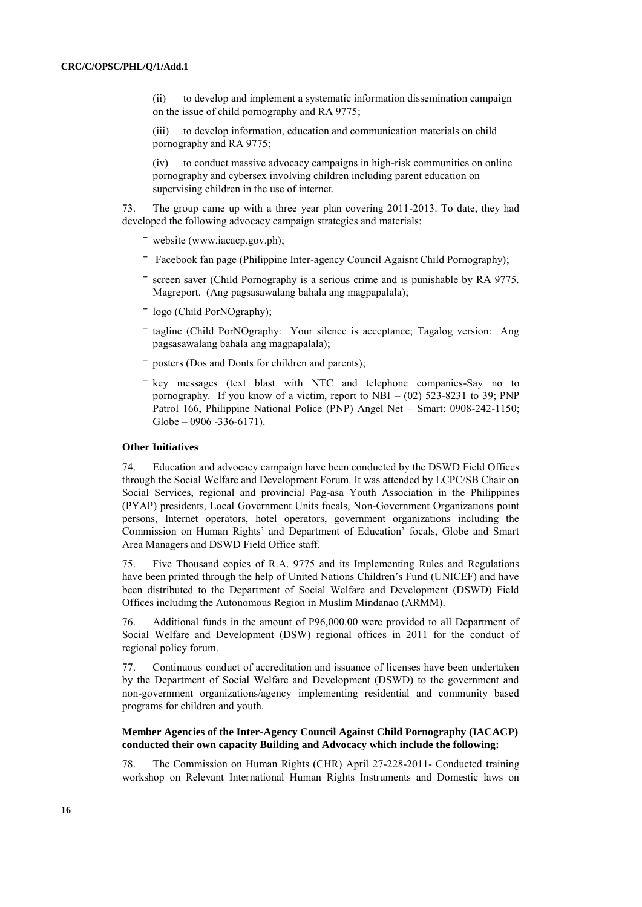(ii) to develop and implement a systematic information dissemination campaign on the issue of child pornography and RA 9775;

(iii) to develop information, education and communication materials on child pornography and RA 9775;

(iv) to conduct massive advocacy campaigns in high-risk communities on online pornography and cybersex involving children including parent education on supervising children in the use of internet.

73. The group came up with a three year plan covering 2011-2013. To date, they had developed the following advocacy campaign strategies and materials:

- website (www.iacacp.gov.ph);
- Facebook fan page (Philippine Inter-agency Council Agaisnt Child Pornography);
- screen saver (Child Pornography is a serious crime and is punishable by RA 9775. Magreport. (Ang pagsasawalang bahala ang magpapalala);
- logo (Child PorNOgraphy);
- tagline (Child PorNOgraphy: Your silence is acceptance; Tagalog version: Ang pagsasawalang bahala ang magpapalala);
- posters (Dos and Donts for children and parents);
- key messages (text blast with NTC and telephone companies-Say no to pornography. If you know of a victim, report to NBI – (02) 523-8231 to 39; PNP Patrol 166, Philippine National Police (PNP) Angel Net – Smart: 0908-242-1150; Globe – 0906 -336-6171).

**Other Initiatives**

74. Education and advocacy campaign have been conducted by the DSWD Field Offices through the Social Welfare and Development Forum. It was attended by LCPC/SB Chair on Social Services, regional and provincial Pag-asa Youth Association in the Philippines (PYAP) presidents, Local Government Units focals, Non-Government Organizations point persons, Internet operators, hotel operators, government organizations including the Commission on Human Rights' and Department of Education' focals, Globe and Smart Area Managers and DSWD Field Office staff.

75. Five Thousand copies of R.A. 9775 and its Implementing Rules and Regulations have been printed through the help of United Nations Children's Fund (UNICEF) and have been distributed to the Department of Social Welfare and Development (DSWD) Field Offices including the Autonomous Region in Muslim Mindanao (ARMM).

76. Additional funds in the amount of P96,000.00 were provided to all Department of Social Welfare and Development (DSW) regional offices in 2011 for the conduct of regional policy forum.

77. Continuous conduct of accreditation and issuance of licenses have been undertaken by the Department of Social Welfare and Development (DSWD) to the government and non-government organizations/agency implementing residential and community based programs for children and youth.

**Member Agencies of the Inter-Agency Council Against Child Pornography (IACACP) conducted their own capacity Building and Advocacy which include the following:**

78. The Commission on Human Rights (CHR) April 27-228-2011- Conducted training workshop on Relevant International Human Rights Instruments and Domestic laws on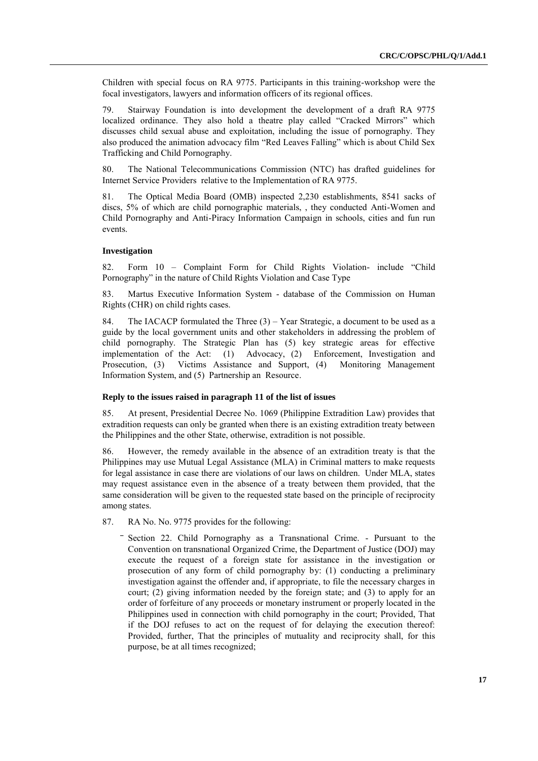Children with special focus on RA 9775. Participants in this training-workshop were the focal investigators, lawyers and information officers of its regional offices.

79. Stairway Foundation is into development the development of a draft RA 9775 localized ordinance. They also hold a theatre play called "Cracked Mirrors" which discusses child sexual abuse and exploitation, including the issue of pornography. They also produced the animation advocacy film "Red Leaves Falling" which is about Child Sex Trafficking and Child Pornography.

80. The National Telecommunications Commission (NTC) has drafted guidelines for Internet Service Providers relative to the Implementation of RA 9775.

81. The Optical Media Board (OMB) inspected 2,230 establishments, 8541 sacks of discs, 5% of which are child pornographic materials, , they conducted Anti-Women and Child Pornography and Anti-Piracy Information Campaign in schools, cities and fun run events.

**Investigation**

82. Form 10 – Complaint Form for Child Rights Violation- include "Child Pornography" in the nature of Child Rights Violation and Case Type

83. Martus Executive Information System - database of the Commission on Human Rights (CHR) on child rights cases.

84. The IACACP formulated the Three (3) – Year Strategic, a document to be used as a guide by the local government units and other stakeholders in addressing the problem of child pornography. The Strategic Plan has (5) key strategic areas for effective implementation of the Act: (1) Advocacy, (2) Enforcement, Investigation and Prosecution, (3) Victims Assistance and Support, (4) Monitoring Management Information System, and (5) Partnership an Resource.

**Reply to the issues raised in paragraph 11 of the list of issues**

85. At present, Presidential Decree No. 1069 (Philippine Extradition Law) provides that extradition requests can only be granted when there is an existing extradition treaty between the Philippines and the other State, otherwise, extradition is not possible.

86. However, the remedy available in the absence of an extradition treaty is that the Philippines may use Mutual Legal Assistance (MLA) in Criminal matters to make requests for legal assistance in case there are violations of our laws on children. Under MLA, states may request assistance even in the absence of a treaty between them provided, that the same consideration will be given to the requested state based on the principle of reciprocity among states.

87. RA No. No. 9775 provides for the following:

- Section 22. Child Pornography as a Transnational Crime. - Pursuant to the Convention on transnational Organized Crime, the Department of Justice (DOJ) may execute the request of a foreign state for assistance in the investigation or prosecution of any form of child pornography by: (1) conducting a preliminary investigation against the offender and, if appropriate, to file the necessary charges in court; (2) giving information needed by the foreign state; and (3) to apply for an order of forfeiture of any proceeds or monetary instrument or properly located in the Philippines used in connection with child pornography in the court; Provided, That if the DOJ refuses to act on the request of for delaying the execution thereof: Provided, further, That the principles of mutuality and reciprocity shall, for this purpose, be at all times recognized;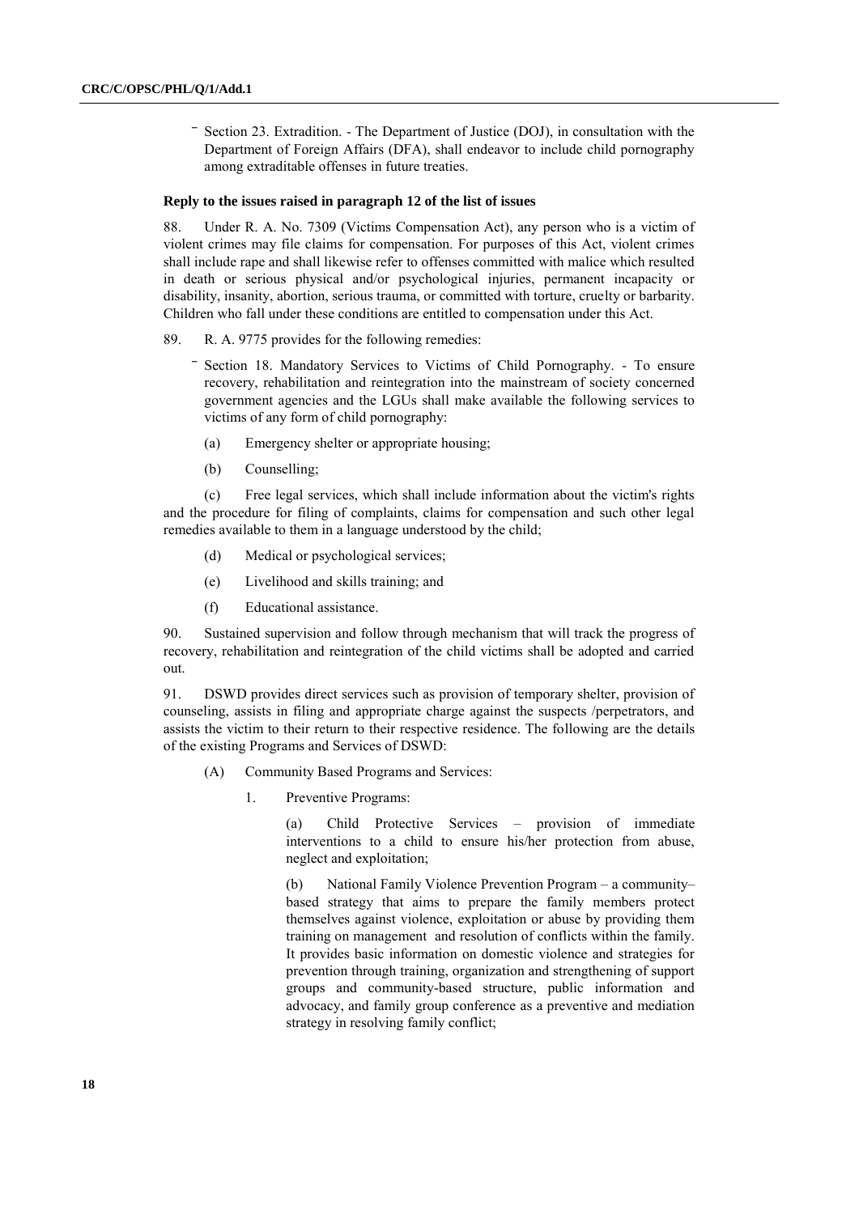- Section 23. Extradition. - The Department of Justice (DOJ), in consultation with the Department of Foreign Affairs (DFA), shall endeavor to include child pornography among extraditable offenses in future treaties.

**Reply to the issues raised in paragraph 12 of the list of issues**

88. Under R. A. No. 7309 (Victims Compensation Act), any person who is a victim of violent crimes may file claims for compensation. For purposes of this Act, violent crimes shall include rape and shall likewise refer to offenses committed with malice which resulted in death or serious physical and/or psychological injuries, permanent incapacity or disability, insanity, abortion, serious trauma, or committed with torture, cruelty or barbarity. Children who fall under these conditions are entitled to compensation under this Act.

89. R. A. 9775 provides for the following remedies:

- Section 18. Mandatory Services to Victims of Child Pornography. - To ensure recovery, rehabilitation and reintegration into the mainstream of society concerned government agencies and the LGUs shall make available the following services to victims of any form of child pornography:

  (a) Emergency shelter or appropriate housing;

  (b) Counselling;

  (c) Free legal services, which shall include information about the victim's rights and the procedure for filing of complaints, claims for compensation and such other legal remedies available to them in a language understood by the child;

  (d) Medical or psychological services;

  (e) Livelihood and skills training; and

  (f) Educational assistance.

90. Sustained supervision and follow through mechanism that will track the progress of recovery, rehabilitation and reintegration of the child victims shall be adopted and carried out.

91. DSWD provides direct services such as provision of temporary shelter, provision of counseling, assists in filing and appropriate charge against the suspects /perpetrators, and assists the victim to their return to their respective residence. The following are the details of the existing Programs and Services of DSWD:

(A) Community Based Programs and Services:

1. Preventive Programs:

   (a) Child Protective Services – provision of immediate interventions to a child to ensure his/her protection from abuse, neglect and exploitation;

   (b) National Family Violence Prevention Program – a community–based strategy that aims to prepare the family members protect themselves against violence, exploitation or abuse by providing them training on management and resolution of conflicts within the family. It provides basic information on domestic violence and strategies for prevention through training, organization and strengthening of support groups and community-based structure, public information and advocacy, and family group conference as a preventive and mediation strategy in resolving family conflict;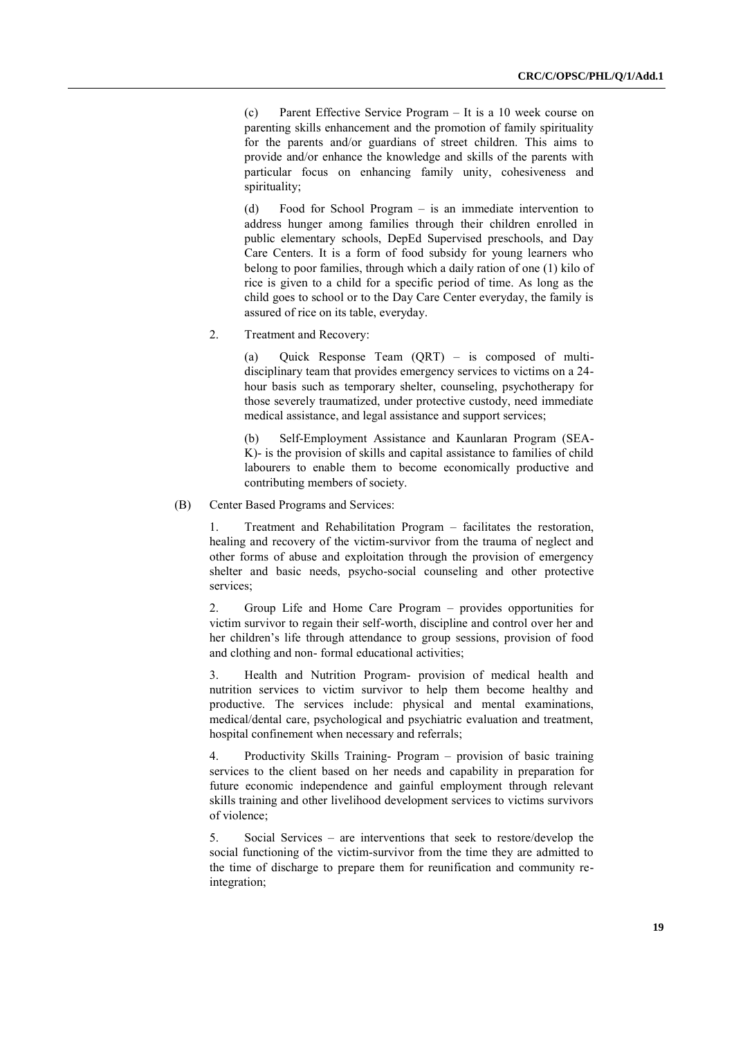(c) Parent Effective Service Program – It is a 10 week course on parenting skills enhancement and the promotion of family spirituality for the parents and/or guardians of street children. This aims to provide and/or enhance the knowledge and skills of the parents with particular focus on enhancing family unity, cohesiveness and spirituality;

(d) Food for School Program – is an immediate intervention to address hunger among families through their children enrolled in public elementary schools, DepEd Supervised preschools, and Day Care Centers. It is a form of food subsidy for young learners who belong to poor families, through which a daily ration of one (1) kilo of rice is given to a child for a specific period of time. As long as the child goes to school or to the Day Care Center everyday, the family is assured of rice on its table, everyday.

2. Treatment and Recovery:

(a) Quick Response Team (QRT) – is composed of multi-disciplinary team that provides emergency services to victims on a 24-hour basis such as temporary shelter, counseling, psychotherapy for those severely traumatized, under protective custody, need immediate medical assistance, and legal assistance and support services;

(b) Self-Employment Assistance and Kaunlaran Program (SEA-K)- is the provision of skills and capital assistance to families of child labourers to enable them to become economically productive and contributing members of society.

(B) Center Based Programs and Services:

1. Treatment and Rehabilitation Program – facilitates the restoration, healing and recovery of the victim-survivor from the trauma of neglect and other forms of abuse and exploitation through the provision of emergency shelter and basic needs, psycho-social counseling and other protective services;

2. Group Life and Home Care Program – provides opportunities for victim survivor to regain their self-worth, discipline and control over her and her children's life through attendance to group sessions, provision of food and clothing and non- formal educational activities;

3. Health and Nutrition Program- provision of medical health and nutrition services to victim survivor to help them become healthy and productive. The services include: physical and mental examinations, medical/dental care, psychological and psychiatric evaluation and treatment, hospital confinement when necessary and referrals;

4. Productivity Skills Training- Program – provision of basic training services to the client based on her needs and capability in preparation for future economic independence and gainful employment through relevant skills training and other livelihood development services to victims survivors of violence;

5. Social Services – are interventions that seek to restore/develop the social functioning of the victim-survivor from the time they are admitted to the time of discharge to prepare them for reunification and community re-integration;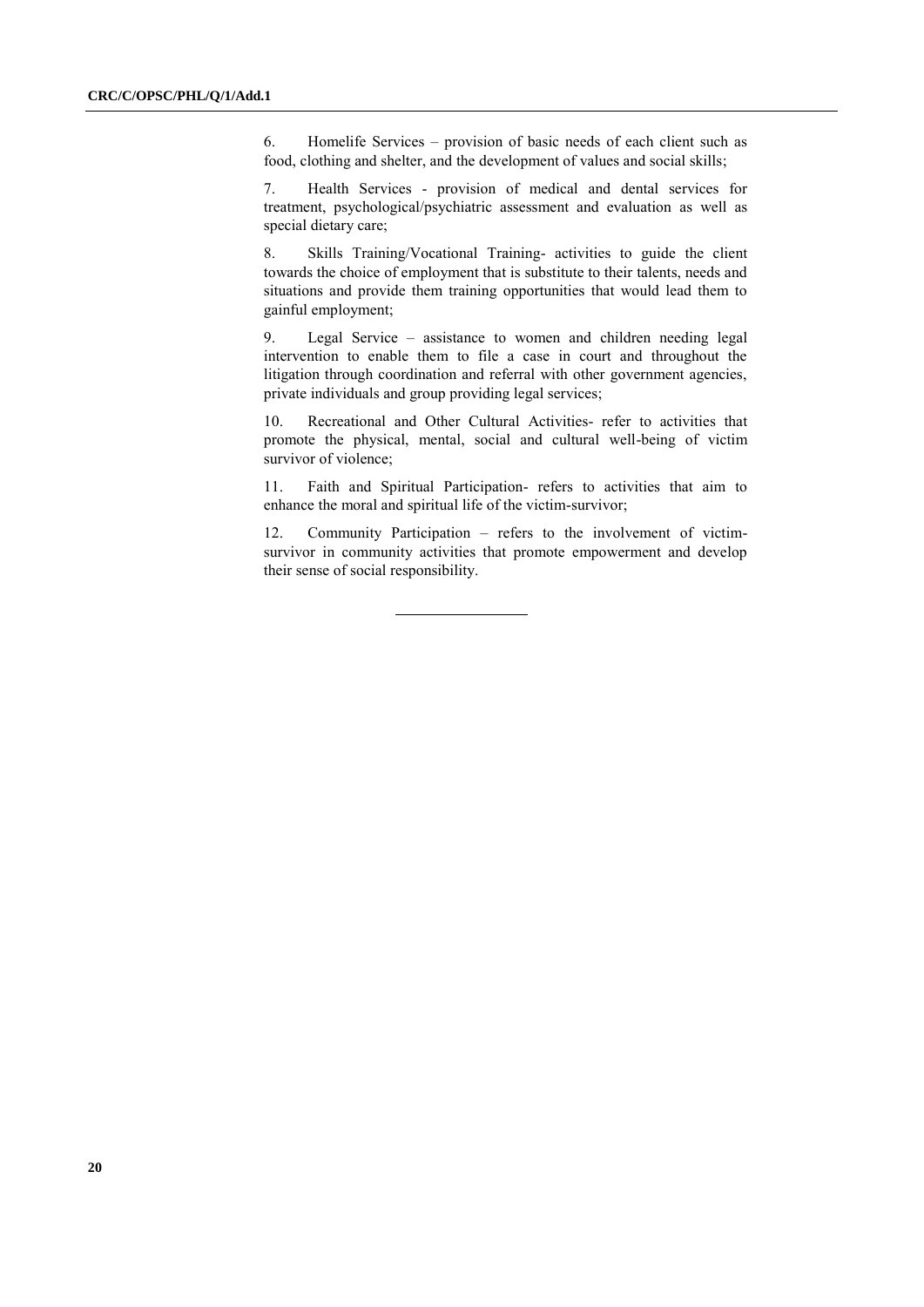6. Homelife Services – provision of basic needs of each client such as food, clothing and shelter, and the development of values and social skills;

7. Health Services - provision of medical and dental services for treatment, psychological/psychiatric assessment and evaluation as well as special dietary care;

8. Skills Training/Vocational Training- activities to guide the client towards the choice of employment that is substitute to their talents, needs and situations and provide them training opportunities that would lead them to gainful employment;

9. Legal Service – assistance to women and children needing legal intervention to enable them to file a case in court and throughout the litigation through coordination and referral with other government agencies, private individuals and group providing legal services;

10. Recreational and Other Cultural Activities- refer to activities that promote the physical, mental, social and cultural well-being of victim survivor of violence;

11. Faith and Spiritual Participation- refers to activities that aim to enhance the moral and spiritual life of the victim-survivor;

12. Community Participation – refers to the involvement of victim-survivor in community activities that promote empowerment and develop their sense of social responsibility.